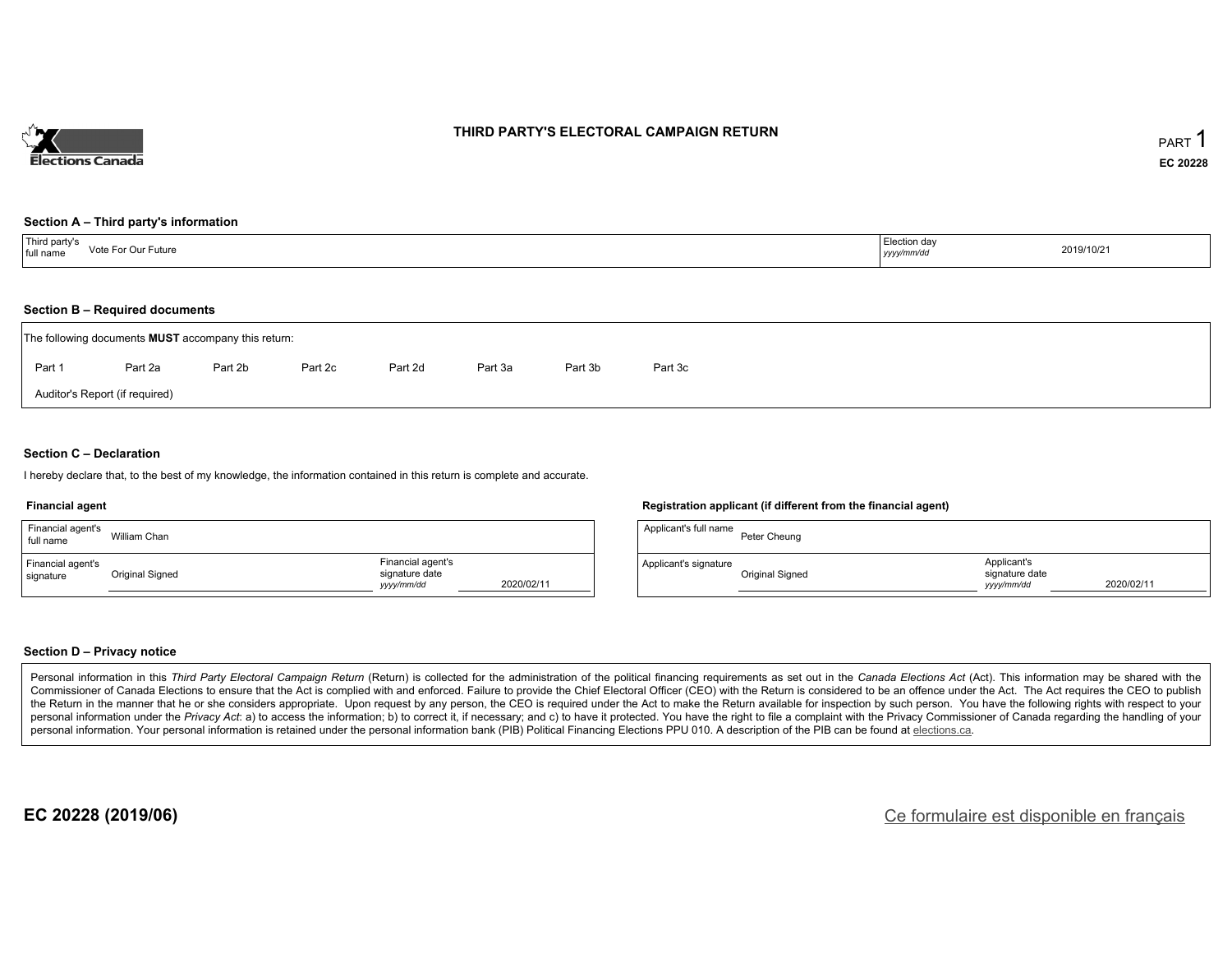Elections Canada

# THIRD PARTY'S ELECTORAL CAMPAIGN RETURN

PART 1

**EC 20228**

### Section A – Third party's information

| Third party's full name | Vote For Our Future | Election day *yyyy/mm/dd* | 2019/10/21 |
|---|---|---|---|

### Section B – Required documents

The following documents **MUST** accompany this return:

Part 1 &nbsp;&nbsp; Part 2a &nbsp;&nbsp; Part 2b &nbsp;&nbsp; Part 2c &nbsp;&nbsp; Part 2d &nbsp;&nbsp; Part 3a &nbsp;&nbsp; Part 3b &nbsp;&nbsp; Part 3c

Auditor's Report (if required)

### Section C – Declaration

I hereby declare that, to the best of my knowledge, the information contained in this return is complete and accurate.

**Financial agent**

| Financial agent's full name | William Chan | | |
|---|---|---|---|
| Financial agent's signature | Original Signed | Financial agent's signature date *yyyy/mm/dd* | 2020/02/11 |

**Registration applicant (if different from the financial agent)**

| Applicant's full name | Peter Cheung | | |
|---|---|---|---|
| Applicant's signature | Original Signed | Applicant's signature date *yyyy/mm/dd* | 2020/02/11 |

### Section D – Privacy notice

Personal information in this *Third Party Electoral Campaign Return* (Return) is collected for the administration of the political financing requirements as set out in the *Canada Elections Act* (Act). This information may be shared with the Commissioner of Canada Elections to ensure that the Act is complied with and enforced. Failure to provide the Chief Electoral Officer (CEO) with the Return is considered to be an offence under the Act. The Act requires the CEO to publish the Return in the manner that he or she considers appropriate. Upon request by any person, the CEO is required under the Act to make the Return available for inspection by such person. You have the following rights with respect to your personal information under the *Privacy Act*: a) to access the information; b) to correct it, if necessary; and c) to have it protected. You have the right to file a complaint with the Privacy Commissioner of Canada regarding the handling of your personal information. Your personal information is retained under the personal information bank (PIB) Political Financing Elections PPU 010. A description of the PIB can be found at elections.ca.

**EC 20228 (2019/06)**

Ce formulaire est disponible en français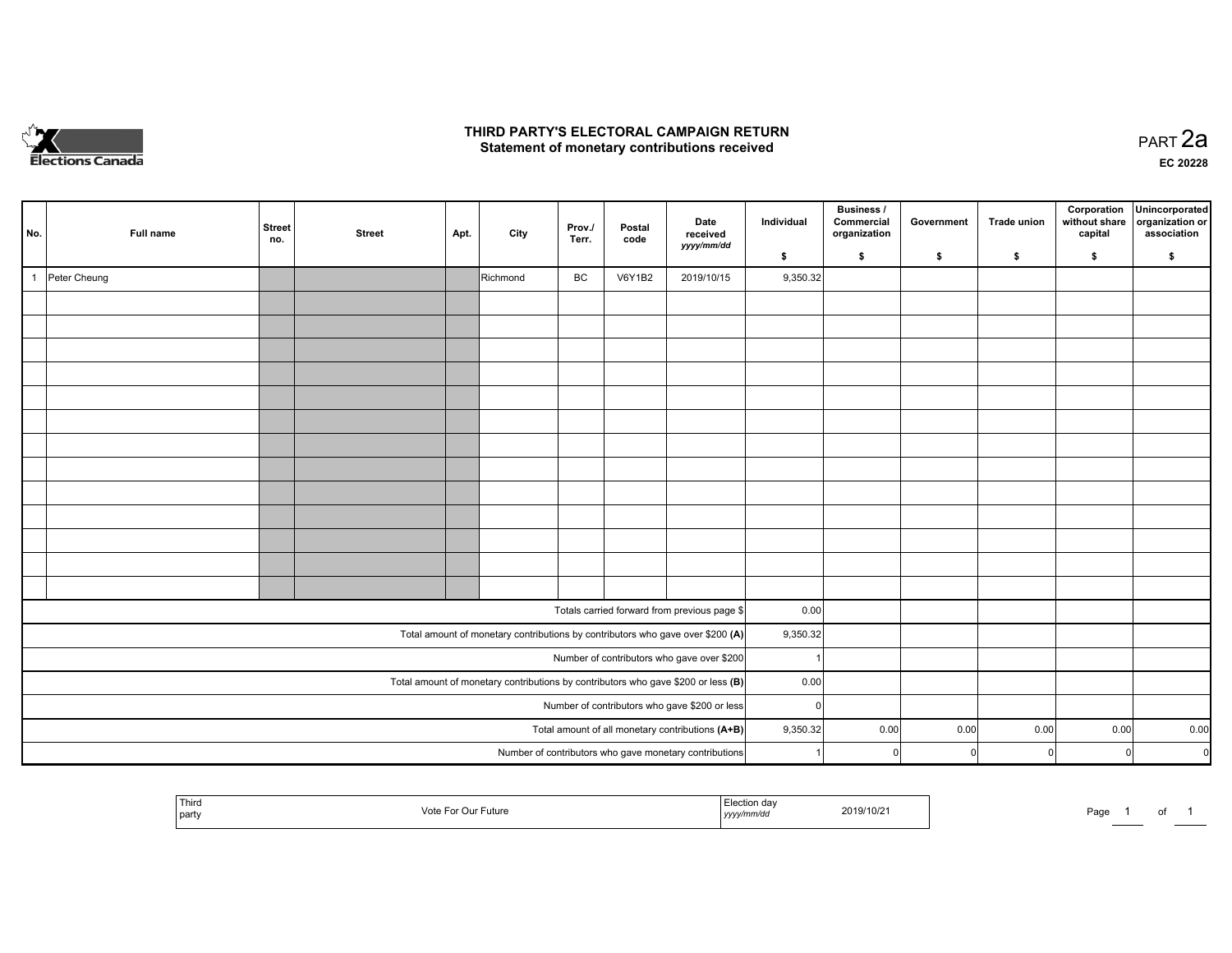Elections Canada

# THIRD PARTY'S ELECTORAL CAMPAIGN RETURN
## Statement of monetary contributions received

PART 2a

EC 20228

| No. | Full name | Street no. | Street | Apt. | City | Prov./ Terr. | Postal code | Date received yyyy/mm/dd | Individual $ | Business / Commercial organization $ | Government $ | Trade union $ | Corporation without share capital $ | Unincorporated organization or association $ |
|---|---|---|---|---|---|---|---|---|---|---|---|---|---|---|
| 1 | Peter Cheung | | | | Richmond | BC | V6Y1B2 | 2019/10/15 | 9,350.32 | | | | | |
| | | | | | | | | | | | | | | |
| | | | | | | | | | | | | | | |
| | | | | | | | | | | | | | | |
| | | | | | | | | | | | | | | |
| | | | | | | | | | | | | | | |
| | | | | | | | | | | | | | | |
| | | | | | | | | | | | | | | |
| | | | | | | | | | | | | | | |
| | | | | | | | | | | | | | | |
| | | | | | | | | | | | | | | |
| | | | | | | | | | | | | | | |
| | | | | | | | | | | | | | | |
| | | | | | | | | | | | | | | |
| Totals carried forward from previous page $ | | | | | | | | | 0.00 | | | | | |
| Total amount of monetary contributions by contributors who gave over $200 **(A)** | | | | | | | | | 9,350.32 | | | | | |
| Number of contributors who gave over $200 | | | | | | | | | 1 | | | | | |
| Total amount of monetary contributions by contributors who gave $200 or less **(B)** | | | | | | | | | 0.00 | | | | | |
| Number of contributors who gave $200 or less | | | | | | | | | 0 | | | | | |
| Total amount of all monetary contributions **(A+B)** | | | | | | | | | 9,350.32 | 0.00 | 0.00 | 0.00 | 0.00 | 0.00 |
| Number of contributors who gave monetary contributions | | | | | | | | | 1 | 0 | 0 | 0 | 0 | 0 |

| Third party | Vote For Our Future | Election day yyyy/mm/dd | 2019/10/21 |
|---|---|---|---|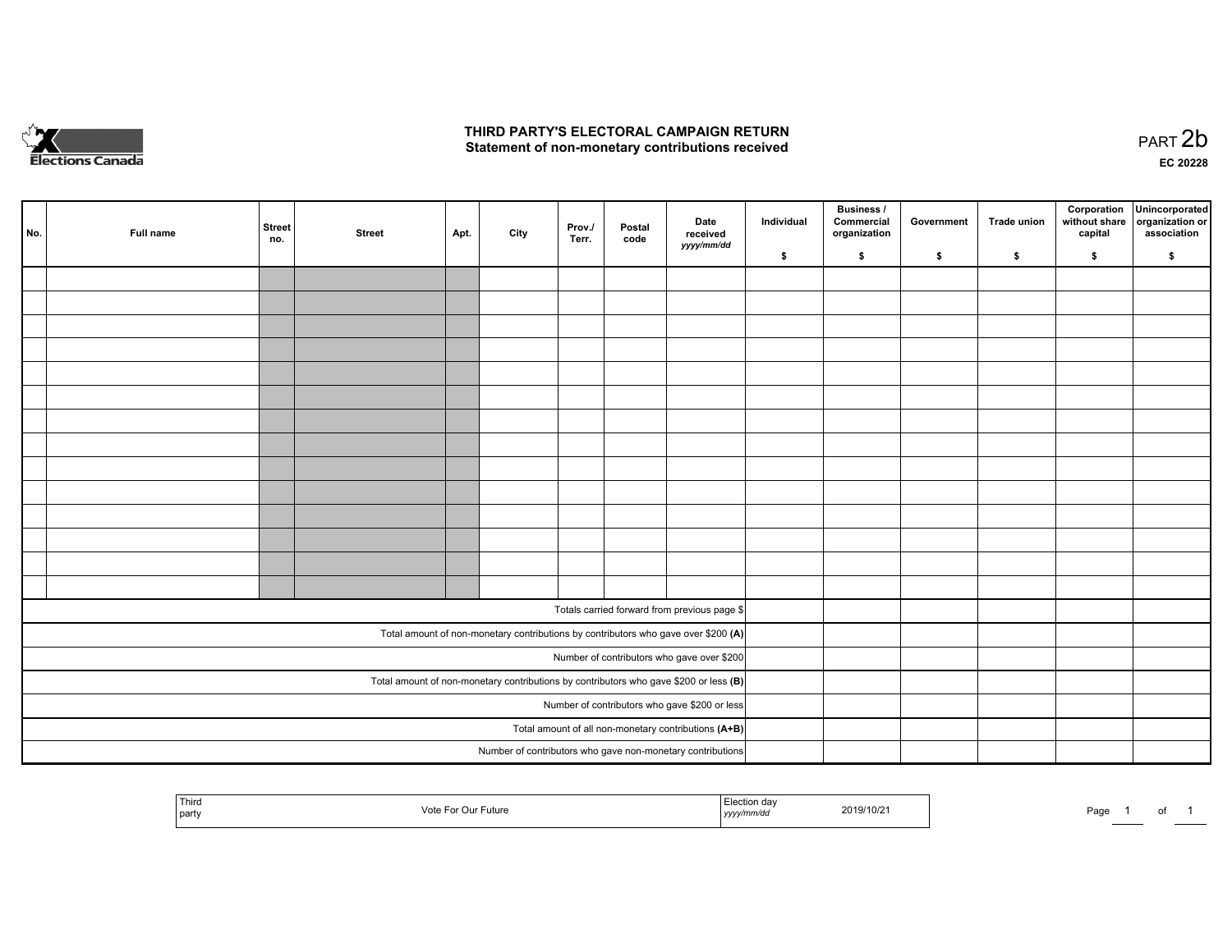# THIRD PARTY'S ELECTORAL CAMPAIGN RETURN
## Statement of non-monetary contributions received

PART 2b

EC 20228

| No. | Full name | Street no. | Street | Apt. | City | Prov./ Terr. | Postal code | Date received yyyy/mm/dd | Individual $ | Business / Commercial organization $ | Government $ | Trade union $ | Corporation without share capital $ | Unincorporated organization or association $ |
|---|---|---|---|---|---|---|---|---|---|---|---|---|---|---|
| | | | | | | | | | | | | | | |
| | | | | | | | | | | | | | | |
| | | | | | | | | | | | | | | |
| | | | | | | | | | | | | | | |
| | | | | | | | | | | | | | | |
| | | | | | | | | | | | | | | |
| | | | | | | | | | | | | | | |
| | | | | | | | | | | | | | | |
| | | | | | | | | | | | | | | |
| | | | | | | | | | | | | | | |
| | | | | | | | | | | | | | | |
| | | | | | | | | | | | | | | |
| | | | | | | | | | | | | | | |
| | | | | | | | | | | | | | | |
| Totals carried forward from previous page $ | | | | | | | | | | | | | | |
| Total amount of non-monetary contributions by contributors who gave over $200 **(A)** | | | | | | | | | | | | | | |
| Number of contributors who gave over $200 | | | | | | | | | | | | | | |
| Total amount of non-monetary contributions by contributors who gave $200 or less **(B)** | | | | | | | | | | | | | | |
| Number of contributors who gave $200 or less | | | | | | | | | | | | | | |
| Total amount of all non-monetary contributions **(A+B)** | | | | | | | | | | | | | | |
| Number of contributors who gave non-monetary contributions | | | | | | | | | | | | | | |

| Third party | Vote For Our Future | Election day yyyy/mm/dd | 2019/10/21 |
|---|---|---|---|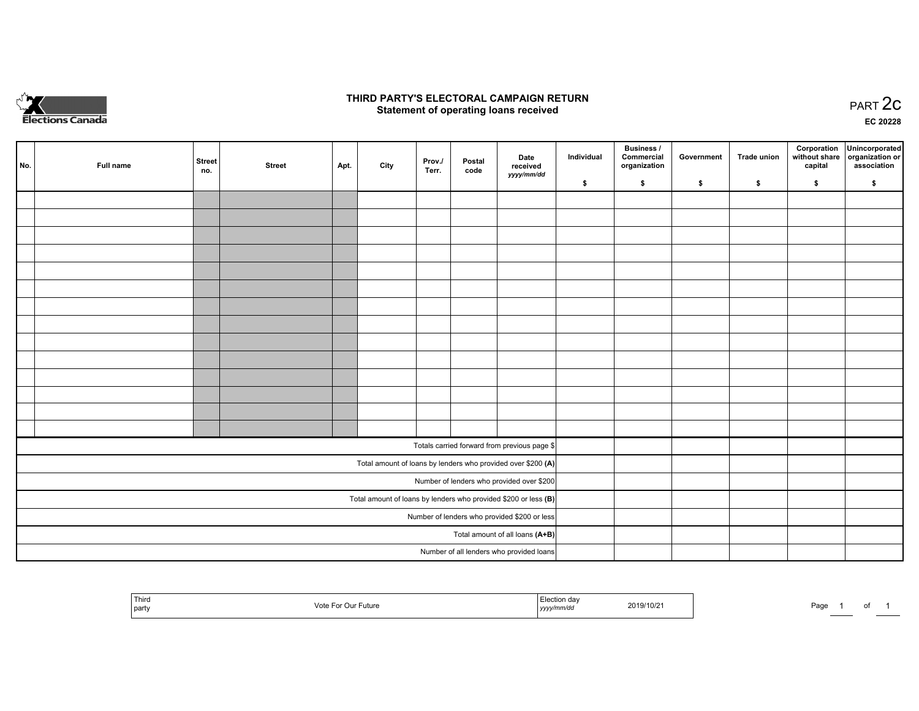Elections Canada

# THIRD PARTY'S ELECTORAL CAMPAIGN RETURN
## Statement of operating loans received

PART 2c

EC 20228

| No. | Full name | Street no. | Street | Apt. | City | Prov./ Terr. | Postal code | Date received *yyyy/mm/dd* | Individual $ | Business / Commercial organization $ | Government $ | Trade union $ | Corporation without share capital $ | Unincorporated organization or association $ |
|---|---|---|---|---|---|---|---|---|---|---|---|---|---|---|
| | | | | | | | | | | | | | | |
| | | | | | | | | | | | | | | |
| | | | | | | | | | | | | | | |
| | | | | | | | | | | | | | | |
| | | | | | | | | | | | | | | |
| | | | | | | | | | | | | | | |
| | | | | | | | | | | | | | | |
| | | | | | | | | | | | | | | |
| | | | | | | | | | | | | | | |
| | | | | | | | | | | | | | | |
| | | | | | | | | | | | | | | |
| | | | | | | | | | | | | | | |
| | | | | | | | | | | | | | | |
| | | | | | | | | | | | | | | |
| Totals carried forward from previous page $ | | | | | | | | | | | | | | |
| Total amount of loans by lenders who provided over $200 **(A)** | | | | | | | | | | | | | | |
| Number of lenders who provided over $200 | | | | | | | | | | | | | | |
| Total amount of loans by lenders who provided $200 or less **(B)** | | | | | | | | | | | | | | |
| Number of lenders who provided $200 or less | | | | | | | | | | | | | | |
| Total amount of all loans **(A+B)** | | | | | | | | | | | | | | |
| Number of all lenders who provided loans | | | | | | | | | | | | | | |

| Third party | Vote For Our Future | Election day *yyyy/mm/dd* | 2019/10/21 |
|---|---|---|---|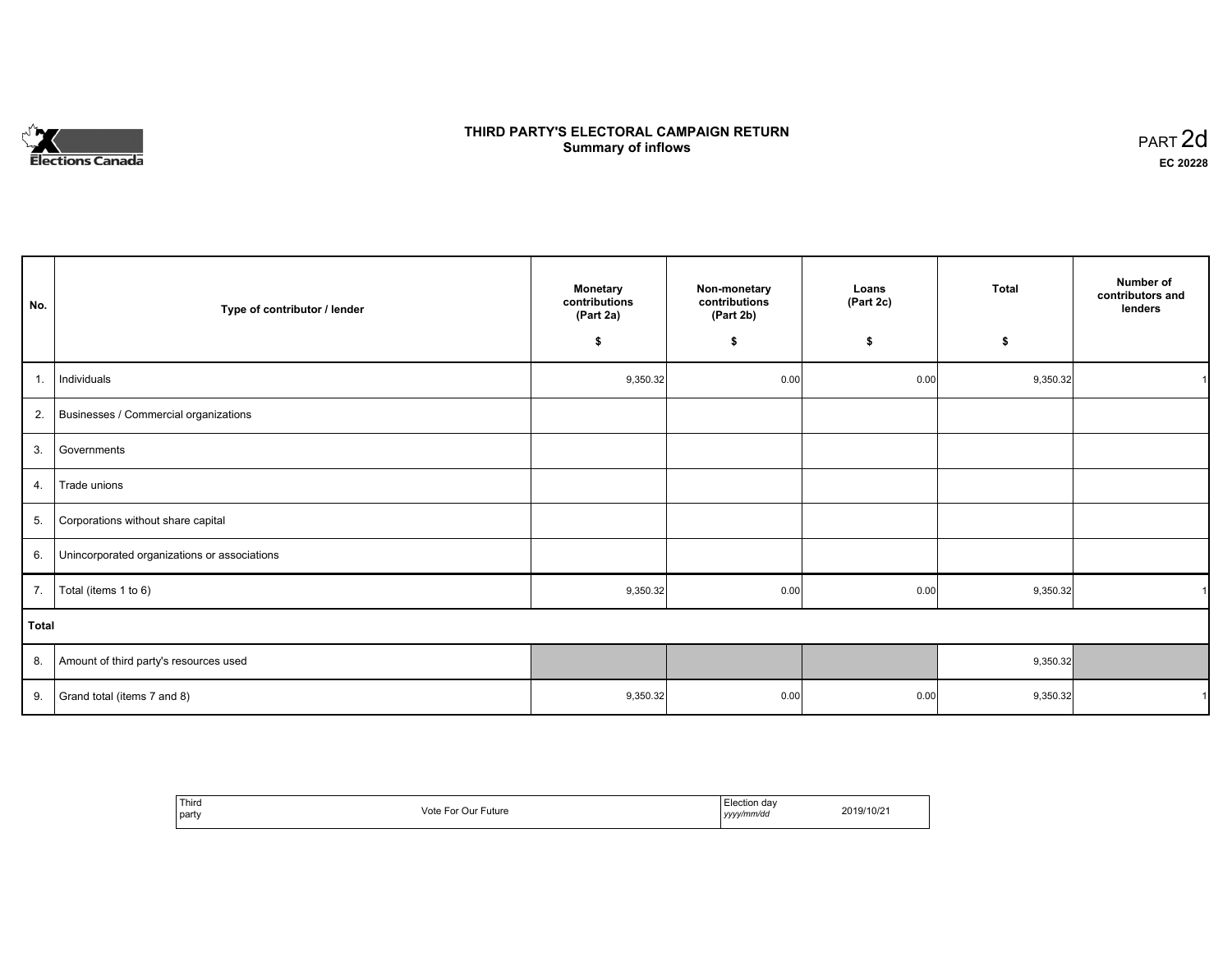# THIRD PARTY'S ELECTORAL CAMPAIGN RETURN
## Summary of inflows

PART 2d

**EC 20228**

| No. | Type of contributor / lender | Monetary contributions (Part 2a) $ | Non-monetary contributions (Part 2b) $ | Loans (Part 2c) $ | Total $ | Number of contributors and lenders |
|---|---|---|---|---|---|---|
| 1. | Individuals | 9,350.32 | 0.00 | 0.00 | 9,350.32 | 1 |
| 2. | Businesses / Commercial organizations | | | | | |
| 3. | Governments | | | | | |
| 4. | Trade unions | | | | | |
| 5. | Corporations without share capital | | | | | |
| 6. | Unincorporated organizations or associations | | | | | |
| 7. | Total (items 1 to 6) | 9,350.32 | 0.00 | 0.00 | 9,350.32 | 1 |
| **Total** | | | | | | |
| 8. | Amount of third party's resources used | | | | 9,350.32 | |
| 9. | Grand total (items 7 and 8) | 9,350.32 | 0.00 | 0.00 | 9,350.32 | 1 |

| Third party | Vote For Our Future | Election day *yyyy/mm/dd* | 2019/10/21 |
|---|---|---|---|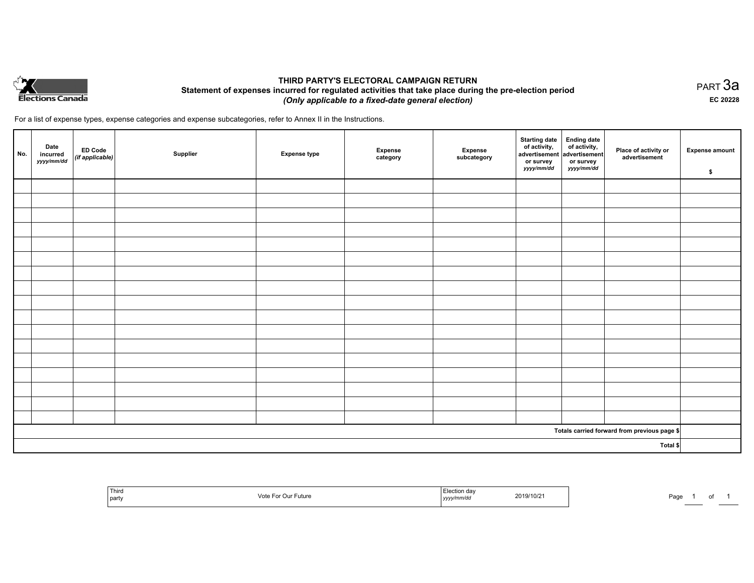Elections Canada

# THIRD PARTY'S ELECTORAL CAMPAIGN RETURN

## Statement of expenses incurred for regulated activities that take place during the pre-election period

***(Only applicable to a fixed-date general election)***

PART 3a

**EC 20228**

For a list of expense types, expense categories and expense subcategories, refer to Annex II in the Instructions.

| No. | Date incurred *yyyy/mm/dd* | ED Code *(if applicable)* | Supplier | Expense type | Expense category | Expense subcategory | Starting date of activity, advertisement or survey *yyyy/mm/dd* | Ending date of activity, advertisement or survey *yyyy/mm/dd* | Place of activity or advertisement | Expense amount $ |
|---|---|---|---|---|---|---|---|---|---|---|
| | | | | | | | | | | |
| | | | | | | | | | | |
| | | | | | | | | | | |
| | | | | | | | | | | |
| | | | | | | | | | | |
| | | | | | | | | | | |
| | | | | | | | | | | |
| | | | | | | | | | | |
| | | | | | | | | | | |
| | | | | | | | | | | |
| | | | | | | | | | | |
| | | | | | | | | | | |
| | | | | | | | | | | |
| | | | | | | | | | | |
| | | | | | | | | | | |
| | | | | | | | | | | |
| | | | | | | | | | | |
| **Totals carried forward from previous page $** | | | | | | | | | | |
| **Total $** | | | | | | | | | | |

| Third party | Vote For Our Future | Election day *yyyy/mm/dd* | 2019/10/21 |
|---|---|---|---|

Page 1 of 1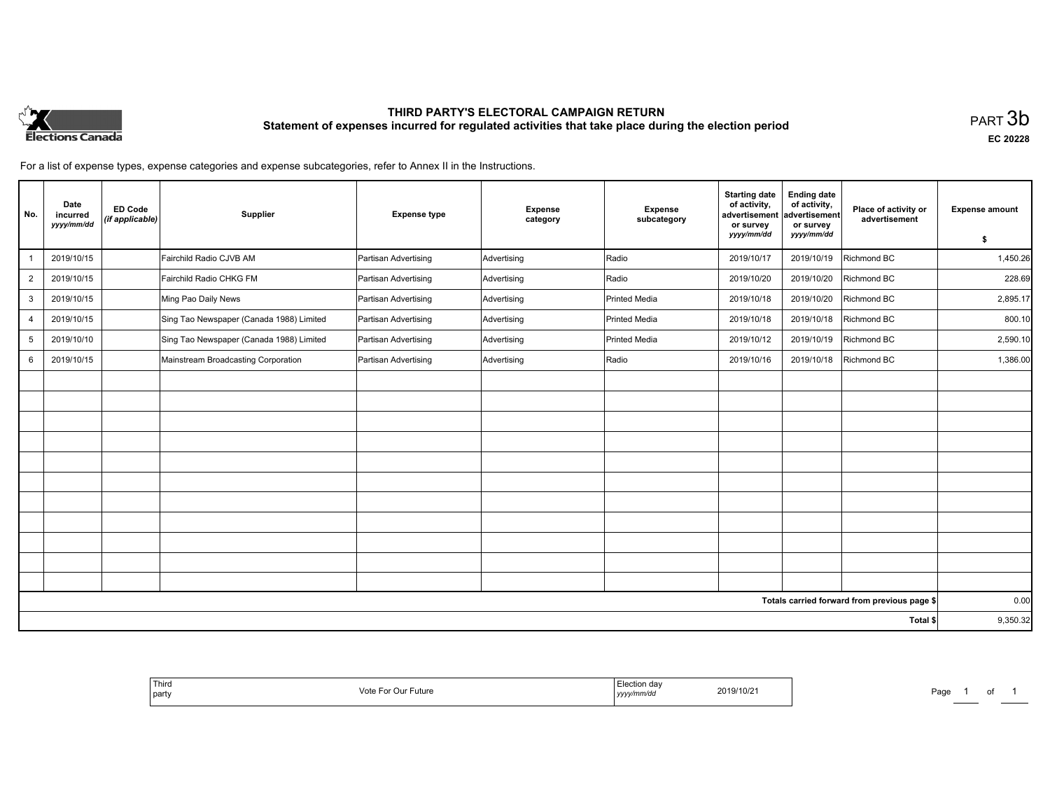# THIRD PARTY'S ELECTORAL CAMPAIGN RETURN

## Statement of expenses incurred for regulated activities that take place during the election period

PART 3b

EC 20228

For a list of expense types, expense categories and expense subcategories, refer to Annex II in the Instructions.

| No. | Date incurred *yyyy/mm/dd* | ED Code *(if applicable)* | Supplier | Expense type | Expense category | Expense subcategory | Starting date of activity, advertisement or survey *yyyy/mm/dd* | Ending date of activity, advertisement or survey *yyyy/mm/dd* | Place of activity or advertisement | Expense amount $ |
|---|---|---|---|---|---|---|---|---|---|---|
| 1 | 2019/10/15 | | Fairchild Radio CJVB AM | Partisan Advertising | Advertising | Radio | 2019/10/17 | 2019/10/19 | Richmond BC | 1,450.26 |
| 2 | 2019/10/15 | | Fairchild Radio CHKG FM | Partisan Advertising | Advertising | Radio | 2019/10/20 | 2019/10/20 | Richmond BC | 228.69 |
| 3 | 2019/10/15 | | Ming Pao Daily News | Partisan Advertising | Advertising | Printed Media | 2019/10/18 | 2019/10/20 | Richmond BC | 2,895.17 |
| 4 | 2019/10/15 | | Sing Tao Newspaper (Canada 1988) Limited | Partisan Advertising | Advertising | Printed Media | 2019/10/18 | 2019/10/18 | Richmond BC | 800.10 |
| 5 | 2019/10/10 | | Sing Tao Newspaper (Canada 1988) Limited | Partisan Advertising | Advertising | Printed Media | 2019/10/12 | 2019/10/19 | Richmond BC | 2,590.10 |
| 6 | 2019/10/15 | | Mainstream Broadcasting Corporation | Partisan Advertising | Advertising | Radio | 2019/10/16 | 2019/10/18 | Richmond BC | 1,386.00 |
| | | | | | | | | | | |
| | | | | | | | | | Totals carried forward from previous page $ | 0.00 |
| | | | | | | | | | Total $ | 9,350.32 |

| Third party | Vote For Our Future | Election day *yyyy/mm/dd* | 2019/10/21 |
|---|---|---|---|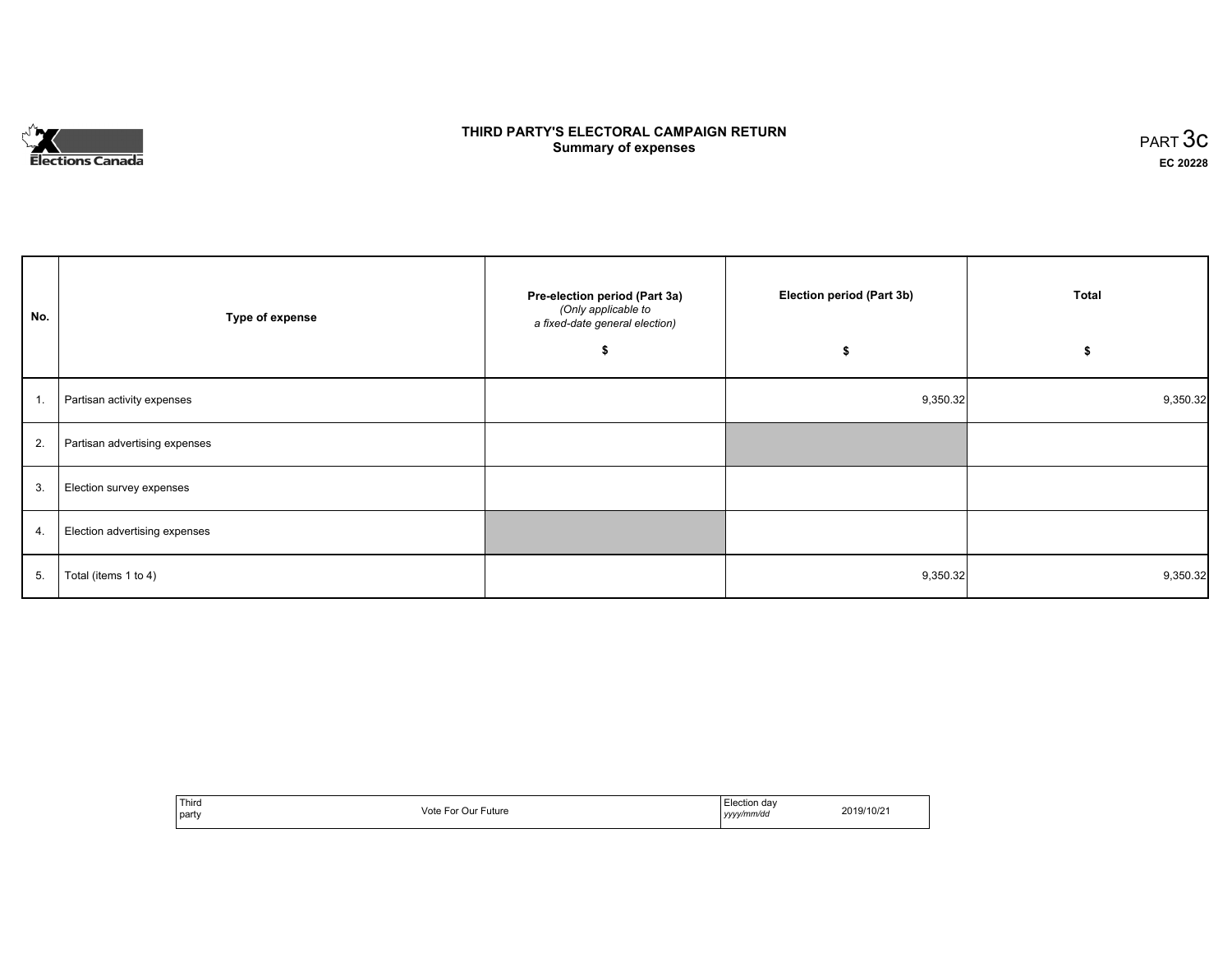**THIRD PARTY'S ELECTORAL CAMPAIGN RETURN**
**Summary of expenses**

PART 3c
**EC 20228**

| No. | Type of expense | Pre-election period (Part 3a) *(Only applicable to a fixed-date general election)* $ | Election period (Part 3b) $ | Total $ |
|---|---|---|---|---|
| 1. | Partisan activity expenses | | 9,350.32 | 9,350.32 |
| 2. | Partisan advertising expenses | | | |
| 3. | Election survey expenses | | | |
| 4. | Election advertising expenses | | | |
| 5. | Total (items 1 to 4) | | 9,350.32 | 9,350.32 |

| | | | |
|---|---|---|---|
| Third party | Vote For Our Future | Election day *yyyy/mm/dd* | 2019/10/21 |